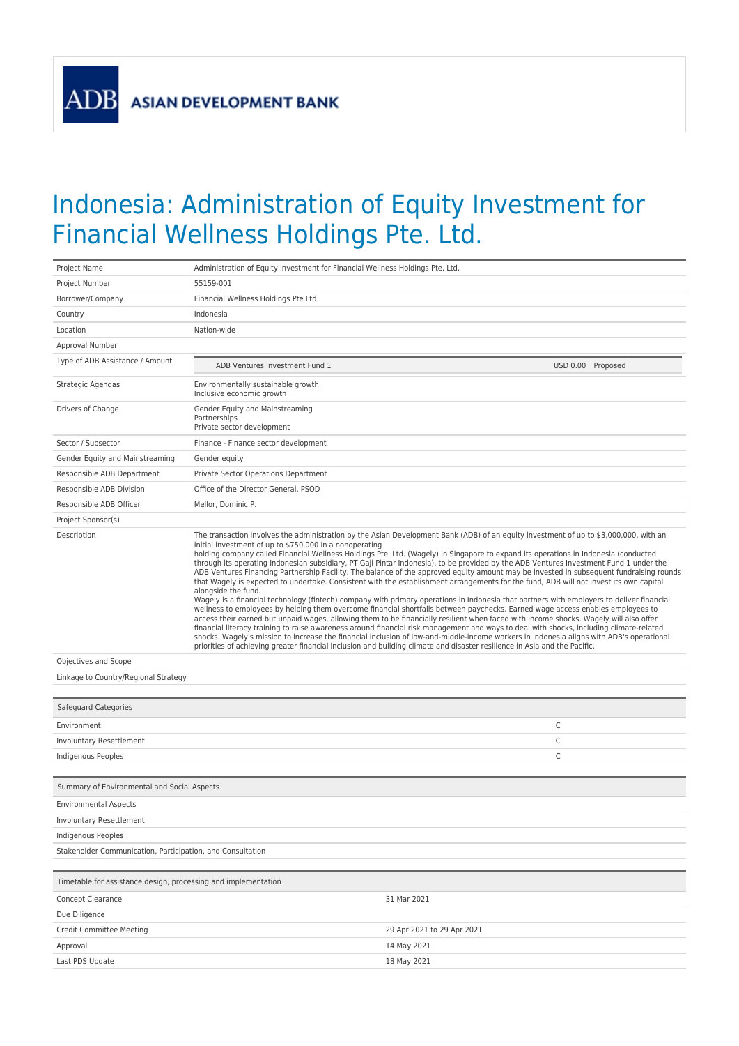# Indonesia: Administration of Equity Investment for Financial Wellness Holdings Pte. Ltd.

| | |
|---|---|
| Project Name | Administration of Equity Investment for Financial Wellness Holdings Pte. Ltd. |
| Project Number | 55159-001 |
| Borrower/Company | Financial Wellness Holdings Pte Ltd |
| Country | Indonesia |
| Location | Nation-wide |
| Approval Number | |
| Type of ADB Assistance / Amount | ADB Ventures Investment Fund 1 — USD 0.00 Proposed |
| Strategic Agendas | Environmentally sustainable growth<br>Inclusive economic growth |
| Drivers of Change | Gender Equity and Mainstreaming<br>Partnerships<br>Private sector development |
| Sector / Subsector | Finance - Finance sector development |
| Gender Equity and Mainstreaming | Gender equity |
| Responsible ADB Department | Private Sector Operations Department |
| Responsible ADB Division | Office of the Director General, PSOD |
| Responsible ADB Officer | Mellor, Dominic P. |
| Project Sponsor(s) | |
| Description | The transaction involves the administration by the Asian Development Bank (ADB) of an equity investment of up to $3,000,000, with an initial investment of up to $750,000 in a nonoperating holding company called Financial Wellness Holdings Pte. Ltd. (Wagely) in Singapore to expand its operations in Indonesia (conducted through its operating Indonesian subsidiary, PT Gaji Pintar Indonesia), to be provided by the ADB Ventures Investment Fund 1 under the ADB Ventures Financing Partnership Facility. The balance of the approved equity amount may be invested in subsequent fundraising rounds that Wagely is expected to undertake. Consistent with the establishment arrangements for the fund, ADB will not invest its own capital alongside the fund.<br>Wagely is a financial technology (fintech) company with primary operations in Indonesia that partners with employers to deliver financial wellness to employees by helping them overcome financial shortfalls between paychecks. Earned wage access enables employees to access their earned but unpaid wages, allowing them to be financially resilient when faced with income shocks. Wagely will also offer financial literacy training to raise awareness around financial risk management and ways to deal with shocks, including climate-related shocks. Wagely's mission to increase the financial inclusion of low-and-middle-income workers in Indonesia aligns with ADB's operational priorities of achieving greater financial inclusion and building climate and disaster resilience in Asia and the Pacific. |
| Objectives and Scope | |
| Linkage to Country/Regional Strategy | |

| Safeguard Categories | |
|---|---|
| Environment | C |
| Involuntary Resettlement | C |
| Indigenous Peoples | C |

| Summary of Environmental and Social Aspects | |
|---|---|
| Environmental Aspects | |
| Involuntary Resettlement | |
| Indigenous Peoples | |
| Stakeholder Communication, Participation, and Consultation | |

| Timetable for assistance design, processing and implementation | |
|---|---|
| Concept Clearance | 31 Mar 2021 |
| Due Diligence | |
| Credit Committee Meeting | 29 Apr 2021 to 29 Apr 2021 |
| Approval | 14 May 2021 |
| Last PDS Update | 18 May 2021 |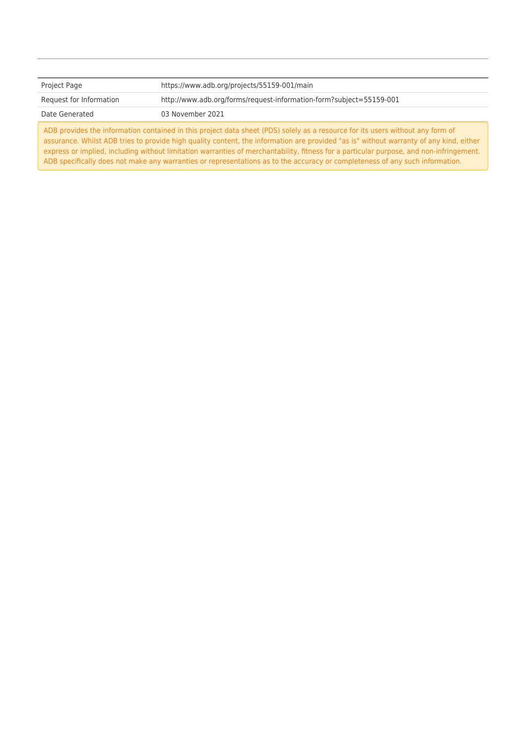| | |
|---|---|
| Project Page | https://www.adb.org/projects/55159-001/main |
| Request for Information | http://www.adb.org/forms/request-information-form?subject=55159-001 |
| Date Generated | 03 November 2021 |

ADB provides the information contained in this project data sheet (PDS) solely as a resource for its users without any form of assurance. Whilst ADB tries to provide high quality content, the information are provided "as is" without warranty of any kind, either express or implied, including without limitation warranties of merchantability, fitness for a particular purpose, and non-infringement. ADB specifically does not make any warranties or representations as to the accuracy or completeness of any such information.